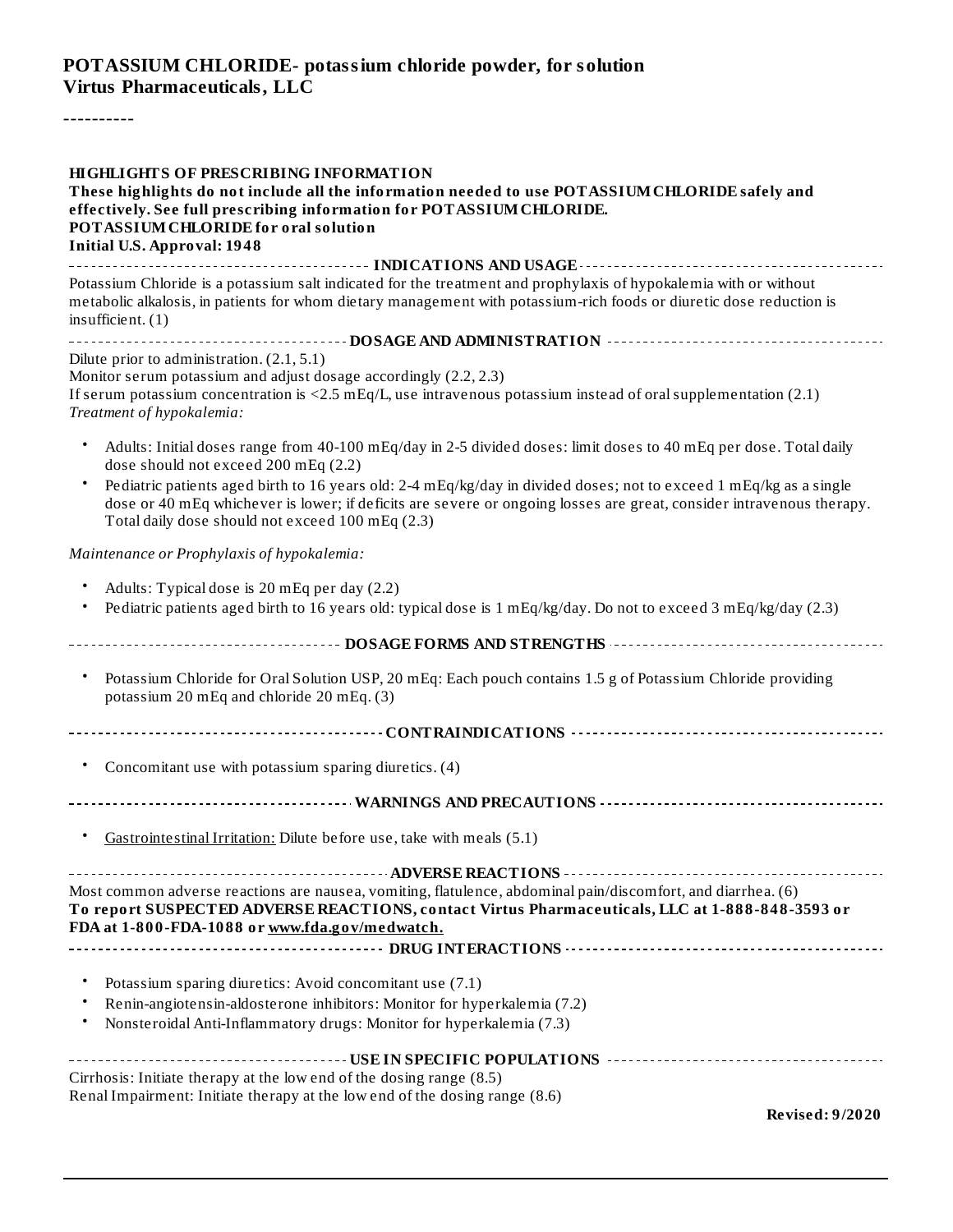# POTASSIUM CHLORIDE- potassium chloride powder, for solution
**Virtus Pharmaceuticals, LLC**

----------

## HIGHLIGHTS OF PRESCRIBING INFORMATION

**These highlights do not include all the information needed to use POTASSIUM CHLORIDE safely and effectively. See full prescribing information for POTASSIUM CHLORIDE.**
**POTASSIUM CHLORIDE for oral solution**
**Initial U.S. Approval: 1948**

### INDICATIONS AND USAGE

Potassium Chloride is a potassium salt indicated for the treatment and prophylaxis of hypokalemia with or without metabolic alkalosis, in patients for whom dietary management with potassium-rich foods or diuretic dose reduction is insufficient. (1)

### DOSAGE AND ADMINISTRATION

Dilute prior to administration. (2.1, 5.1)
Monitor serum potassium and adjust dosage accordingly (2.2, 2.3)
If serum potassium concentration is <2.5 mEq/L, use intravenous potassium instead of oral supplementation (2.1)

*Treatment of hypokalemia:*

- Adults: Initial doses range from 40-100 mEq/day in 2-5 divided doses: limit doses to 40 mEq per dose. Total daily dose should not exceed 200 mEq (2.2)
- Pediatric patients aged birth to 16 years old: 2-4 mEq/kg/day in divided doses; not to exceed 1 mEq/kg as a single dose or 40 mEq whichever is lower; if deficits are severe or ongoing losses are great, consider intravenous therapy. Total daily dose should not exceed 100 mEq (2.3)

*Maintenance or Prophylaxis of hypokalemia:*

- Adults: Typical dose is 20 mEq per day (2.2)
- Pediatric patients aged birth to 16 years old: typical dose is 1 mEq/kg/day. Do not to exceed 3 mEq/kg/day (2.3)

### DOSAGE FORMS AND STRENGTHS

- Potassium Chloride for Oral Solution USP, 20 mEq: Each pouch contains 1.5 g of Potassium Chloride providing potassium 20 mEq and chloride 20 mEq. (3)

### CONTRAINDICATIONS

- Concomitant use with potassium sparing diuretics. (4)

### WARNINGS AND PRECAUTIONS

- Gastrointestinal Irritation: Dilute before use, take with meals (5.1)

### ADVERSE REACTIONS

Most common adverse reactions are nausea, vomiting, flatulence, abdominal pain/discomfort, and diarrhea. (6)
**To report SUSPECTED ADVERSE REACTIONS, contact Virtus Pharmaceuticals, LLC at 1-888-848-3593 or FDA at 1-800-FDA-1088 or www.fda.gov/medwatch.**

### DRUG INTERACTIONS

- Potassium sparing diuretics: Avoid concomitant use (7.1)
- Renin-angiotensin-aldosterone inhibitors: Monitor for hyperkalemia (7.2)
- Nonsteroidal Anti-Inflammatory drugs: Monitor for hyperkalemia (7.3)

### USE IN SPECIFIC POPULATIONS

Cirrhosis: Initiate therapy at the low end of the dosing range (8.5)
Renal Impairment: Initiate therapy at the low end of the dosing range (8.6)

**Revised: 9/2020**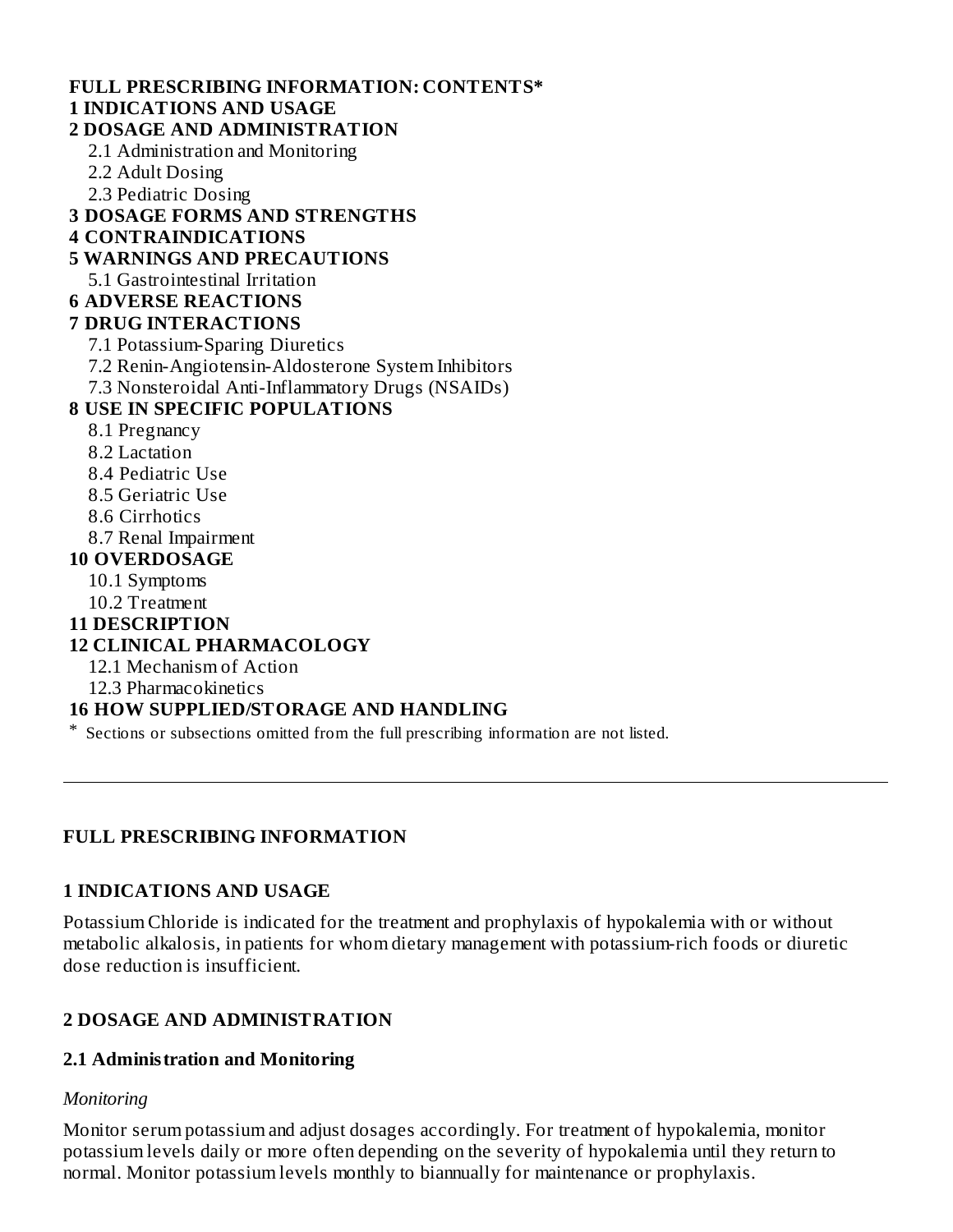**FULL PRESCRIBING INFORMATION: CONTENTS***

**1 INDICATIONS AND USAGE**

**2 DOSAGE AND ADMINISTRATION**

- 2.1 Administration and Monitoring
- 2.2 Adult Dosing
- 2.3 Pediatric Dosing

**3 DOSAGE FORMS AND STRENGTHS**

**4 CONTRAINDICATIONS**

**5 WARNINGS AND PRECAUTIONS**

- 5.1 Gastrointestinal Irritation

**6 ADVERSE REACTIONS**

**7 DRUG INTERACTIONS**

- 7.1 Potassium-Sparing Diuretics
- 7.2 Renin-Angiotensin-Aldosterone System Inhibitors
- 7.3 Nonsteroidal Anti-Inflammatory Drugs (NSAIDs)

**8 USE IN SPECIFIC POPULATIONS**

- 8.1 Pregnancy
- 8.2 Lactation
- 8.4 Pediatric Use
- 8.5 Geriatric Use
- 8.6 Cirrhotics
- 8.7 Renal Impairment

**10 OVERDOSAGE**

- 10.1 Symptoms
- 10.2 Treatment

**11 DESCRIPTION**

**12 CLINICAL PHARMACOLOGY**

- 12.1 Mechanism of Action
- 12.3 Pharmacokinetics

**16 HOW SUPPLIED/STORAGE AND HANDLING**

\* Sections or subsections omitted from the full prescribing information are not listed.

---

## FULL PRESCRIBING INFORMATION

## 1 INDICATIONS AND USAGE

Potassium Chloride is indicated for the treatment and prophylaxis of hypokalemia with or without metabolic alkalosis, in patients for whom dietary management with potassium-rich foods or diuretic dose reduction is insufficient.

## 2 DOSAGE AND ADMINISTRATION

### 2.1 Administration and Monitoring

*Monitoring*

Monitor serum potassium and adjust dosages accordingly. For treatment of hypokalemia, monitor potassium levels daily or more often depending on the severity of hypokalemia until they return to normal. Monitor potassium levels monthly to biannually for maintenance or prophylaxis.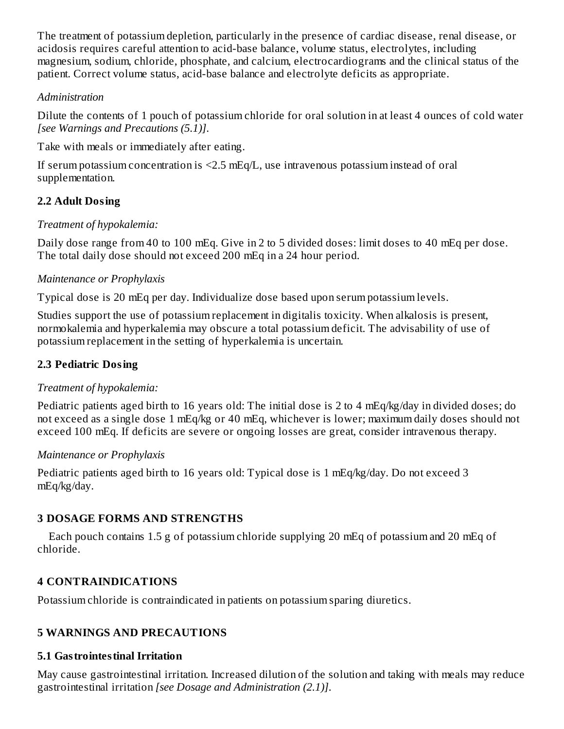The treatment of potassium depletion, particularly in the presence of cardiac disease, renal disease, or acidosis requires careful attention to acid-base balance, volume status, electrolytes, including magnesium, sodium, chloride, phosphate, and calcium, electrocardiograms and the clinical status of the patient. Correct volume status, acid-base balance and electrolyte deficits as appropriate.

*Administration*

Dilute the contents of 1 pouch of potassium chloride for oral solution in at least 4 ounces of cold water *[see Warnings and Precautions (5.1)]*.

Take with meals or immediately after eating.

If serum potassium concentration is <2.5 mEq/L, use intravenous potassium instead of oral supplementation.

### 2.2 Adult Dosing

*Treatment of hypokalemia:*

Daily dose range from 40 to 100 mEq. Give in 2 to 5 divided doses: limit doses to 40 mEq per dose. The total daily dose should not exceed 200 mEq in a 24 hour period.

*Maintenance or Prophylaxis*

Typical dose is 20 mEq per day. Individualize dose based upon serum potassium levels.

Studies support the use of potassium replacement in digitalis toxicity. When alkalosis is present, normokalemia and hyperkalemia may obscure a total potassium deficit. The advisability of use of potassium replacement in the setting of hyperkalemia is uncertain.

### 2.3 Pediatric Dosing

*Treatment of hypokalemia:*

Pediatric patients aged birth to 16 years old: The initial dose is 2 to 4 mEq/kg/day in divided doses; do not exceed as a single dose 1 mEq/kg or 40 mEq, whichever is lower; maximum daily doses should not exceed 100 mEq. If deficits are severe or ongoing losses are great, consider intravenous therapy.

*Maintenance or Prophylaxis*

Pediatric patients aged birth to 16 years old: Typical dose is 1 mEq/kg/day. Do not exceed 3 mEq/kg/day.

## 3 DOSAGE FORMS AND STRENGTHS

Each pouch contains 1.5 g of potassium chloride supplying 20 mEq of potassium and 20 mEq of chloride.

## 4 CONTRAINDICATIONS

Potassium chloride is contraindicated in patients on potassium sparing diuretics.

## 5 WARNINGS AND PRECAUTIONS

### 5.1 Gastrointestinal Irritation

May cause gastrointestinal irritation. Increased dilution of the solution and taking with meals may reduce gastrointestinal irritation *[see Dosage and Administration (2.1)]*.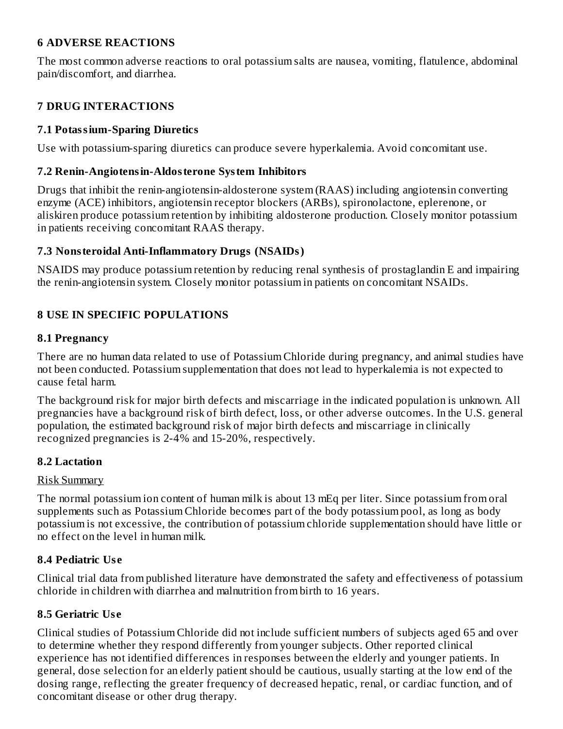## 6 ADVERSE REACTIONS

The most common adverse reactions to oral potassium salts are nausea, vomiting, flatulence, abdominal pain/discomfort, and diarrhea.

## 7 DRUG INTERACTIONS

### 7.1 Potassium-Sparing Diuretics

Use with potassium-sparing diuretics can produce severe hyperkalemia. Avoid concomitant use.

### 7.2 Renin-Angiotensin-Aldosterone System Inhibitors

Drugs that inhibit the renin-angiotensin-aldosterone system (RAAS) including angiotensin converting enzyme (ACE) inhibitors, angiotensin receptor blockers (ARBs), spironolactone, eplerenone, or aliskiren produce potassium retention by inhibiting aldosterone production. Closely monitor potassium in patients receiving concomitant RAAS therapy.

### 7.3 Nonsteroidal Anti-Inflammatory Drugs (NSAIDs)

NSAIDS may produce potassium retention by reducing renal synthesis of prostaglandin E and impairing the renin-angiotensin system. Closely monitor potassium in patients on concomitant NSAIDs.

## 8 USE IN SPECIFIC POPULATIONS

### 8.1 Pregnancy

There are no human data related to use of Potassium Chloride during pregnancy, and animal studies have not been conducted. Potassium supplementation that does not lead to hyperkalemia is not expected to cause fetal harm.

The background risk for major birth defects and miscarriage in the indicated population is unknown. All pregnancies have a background risk of birth defect, loss, or other adverse outcomes. In the U.S. general population, the estimated background risk of major birth defects and miscarriage in clinically recognized pregnancies is 2-4% and 15-20%, respectively.

### 8.2 Lactation

Risk Summary

The normal potassium ion content of human milk is about 13 mEq per liter. Since potassium from oral supplements such as Potassium Chloride becomes part of the body potassium pool, as long as body potassium is not excessive, the contribution of potassium chloride supplementation should have little or no effect on the level in human milk.

### 8.4 Pediatric Use

Clinical trial data from published literature have demonstrated the safety and effectiveness of potassium chloride in children with diarrhea and malnutrition from birth to 16 years.

### 8.5 Geriatric Use

Clinical studies of Potassium Chloride did not include sufficient numbers of subjects aged 65 and over to determine whether they respond differently from younger subjects. Other reported clinical experience has not identified differences in responses between the elderly and younger patients. In general, dose selection for an elderly patient should be cautious, usually starting at the low end of the dosing range, reflecting the greater frequency of decreased hepatic, renal, or cardiac function, and of concomitant disease or other drug therapy.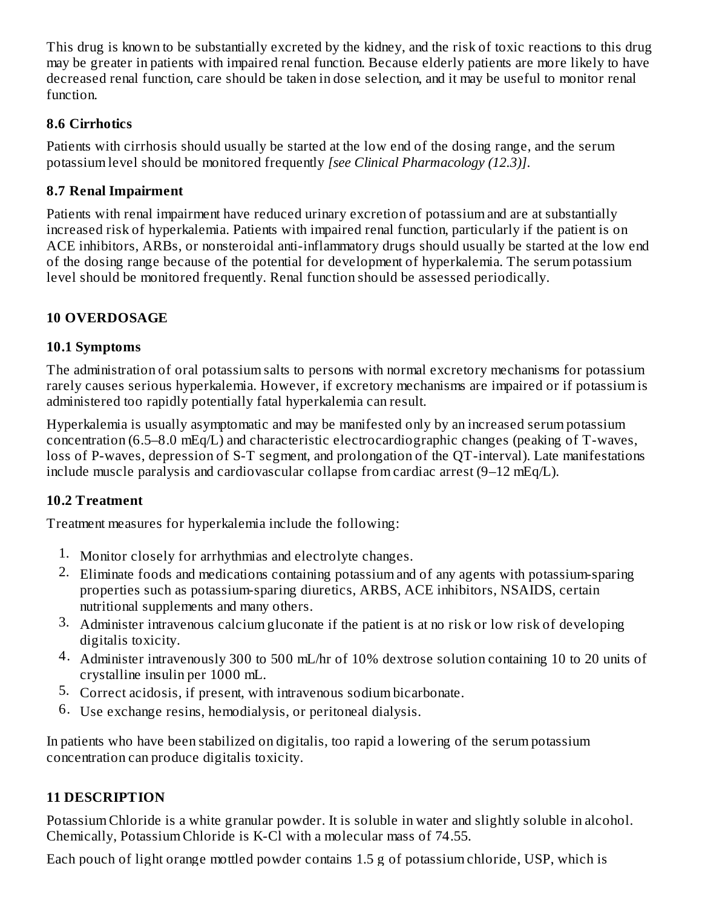This drug is known to be substantially excreted by the kidney, and the risk of toxic reactions to this drug may be greater in patients with impaired renal function. Because elderly patients are more likely to have decreased renal function, care should be taken in dose selection, and it may be useful to monitor renal function.

### 8.6 Cirrhotics

Patients with cirrhosis should usually be started at the low end of the dosing range, and the serum potassium level should be monitored frequently *[see Clinical Pharmacology (12.3)]*.

### 8.7 Renal Impairment

Patients with renal impairment have reduced urinary excretion of potassium and are at substantially increased risk of hyperkalemia. Patients with impaired renal function, particularly if the patient is on ACE inhibitors, ARBs, or nonsteroidal anti-inflammatory drugs should usually be started at the low end of the dosing range because of the potential for development of hyperkalemia. The serum potassium level should be monitored frequently. Renal function should be assessed periodically.

## 10 OVERDOSAGE

### 10.1 Symptoms

The administration of oral potassium salts to persons with normal excretory mechanisms for potassium rarely causes serious hyperkalemia. However, if excretory mechanisms are impaired or if potassium is administered too rapidly potentially fatal hyperkalemia can result.

Hyperkalemia is usually asymptomatic and may be manifested only by an increased serum potassium concentration (6.5–8.0 mEq/L) and characteristic electrocardiographic changes (peaking of T-waves, loss of P-waves, depression of S-T segment, and prolongation of the QT-interval). Late manifestations include muscle paralysis and cardiovascular collapse from cardiac arrest (9–12 mEq/L).

### 10.2 Treatment

Treatment measures for hyperkalemia include the following:

1. Monitor closely for arrhythmias and electrolyte changes.
2. Eliminate foods and medications containing potassium and of any agents with potassium-sparing properties such as potassium-sparing diuretics, ARBS, ACE inhibitors, NSAIDS, certain nutritional supplements and many others.
3. Administer intravenous calcium gluconate if the patient is at no risk or low risk of developing digitalis toxicity.
4. Administer intravenously 300 to 500 mL/hr of 10% dextrose solution containing 10 to 20 units of crystalline insulin per 1000 mL.
5. Correct acidosis, if present, with intravenous sodium bicarbonate.
6. Use exchange resins, hemodialysis, or peritoneal dialysis.

In patients who have been stabilized on digitalis, too rapid a lowering of the serum potassium concentration can produce digitalis toxicity.

## 11 DESCRIPTION

Potassium Chloride is a white granular powder. It is soluble in water and slightly soluble in alcohol. Chemically, Potassium Chloride is K-Cl with a molecular mass of 74.55.

Each pouch of light orange mottled powder contains 1.5 g of potassium chloride, USP, which is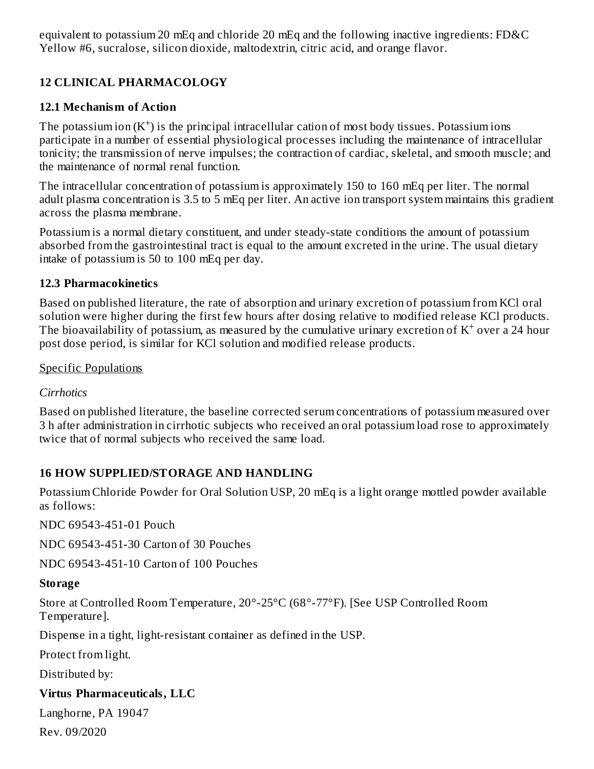equivalent to potassium 20 mEq and chloride 20 mEq and the following inactive ingredients: FD&C Yellow #6, sucralose, silicon dioxide, maltodextrin, citric acid, and orange flavor.

## 12 CLINICAL PHARMACOLOGY

### 12.1 Mechanism of Action

The potassium ion ($K^+$) is the principal intracellular cation of most body tissues. Potassium ions participate in a number of essential physiological processes including the maintenance of intracellular tonicity; the transmission of nerve impulses; the contraction of cardiac, skeletal, and smooth muscle; and the maintenance of normal renal function.

The intracellular concentration of potassium is approximately 150 to 160 mEq per liter. The normal adult plasma concentration is 3.5 to 5 mEq per liter. An active ion transport system maintains this gradient across the plasma membrane.

Potassium is a normal dietary constituent, and under steady-state conditions the amount of potassium absorbed from the gastrointestinal tract is equal to the amount excreted in the urine. The usual dietary intake of potassium is 50 to 100 mEq per day.

### 12.3 Pharmacokinetics

Based on published literature, the rate of absorption and urinary excretion of potassium from KCl oral solution were higher during the first few hours after dosing relative to modified release KCl products. The bioavailability of potassium, as measured by the cumulative urinary excretion of $K^+$ over a 24 hour post dose period, is similar for KCl solution and modified release products.

Specific Populations

*Cirrhotics*

Based on published literature, the baseline corrected serum concentrations of potassium measured over 3 h after administration in cirrhotic subjects who received an oral potassium load rose to approximately twice that of normal subjects who received the same load.

## 16 HOW SUPPLIED/STORAGE AND HANDLING

Potassium Chloride Powder for Oral Solution USP, 20 mEq is a light orange mottled powder available as follows:

NDC 69543-451-01 Pouch

NDC 69543-451-30 Carton of 30 Pouches

NDC 69543-451-10 Carton of 100 Pouches

**Storage**

Store at Controlled Room Temperature, 20°-25°C (68°-77°F). [See USP Controlled Room Temperature].

Dispense in a tight, light-resistant container as defined in the USP.

Protect from light.

Distributed by:

**Virtus Pharmaceuticals, LLC**

Langhorne, PA 19047

Rev. 09/2020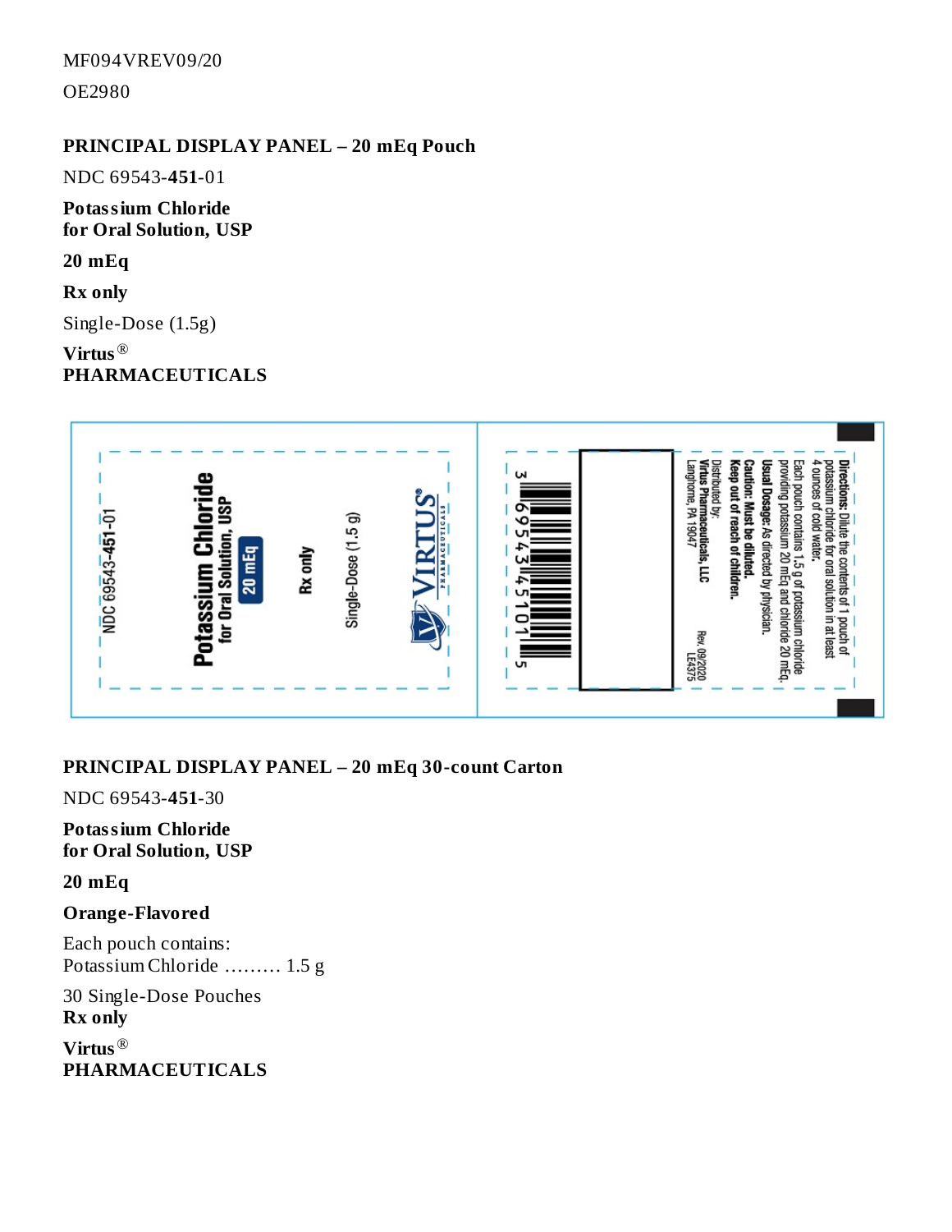MF094VREV09/20

OE2980

### PRINCIPAL DISPLAY PANEL – 20 mEq Pouch

NDC 69543-**451**-01

**Potassium Chloride**
**for Oral Solution, USP**

**20 mEq**

**Rx only**

Single-Dose (1.5g)

**Virtus**®
**PHARMACEUTICALS**

NDC 69543-451-01

**Potassium Chloride**
**for Oral Solution, USP**

**20 mEq**

**Rx only**

Single-Dose (1.5 g)

VIRTUS® PHARMACEUTICALS

3 69543 45101 5

**Directions:** Dilute the contents of 1 pouch of potassium chloride for oral solution in at least 4 ounces of cold water.

Each pouch contains 1.5 g of potassium chloride providing potassium 20 mEq and chloride 20 mEq.

**Usual Dosage:** As directed by physician.

**Caution: Must be diluted.**

**Keep out of reach of children.**

Distributed by:
**Virtus Pharmaceuticals, LLC**
Langhorne, PA 19047

Rev. 09/2020
LE4375

### PRINCIPAL DISPLAY PANEL – 20 mEq 30-count Carton

NDC 69543-**451**-30

**Potassium Chloride**
**for Oral Solution, USP**

**20 mEq**

**Orange-Flavored**

Each pouch contains:
Potassium Chloride ......... 1.5 g

30 Single-Dose Pouches
**Rx only**

**Virtus**®
**PHARMACEUTICALS**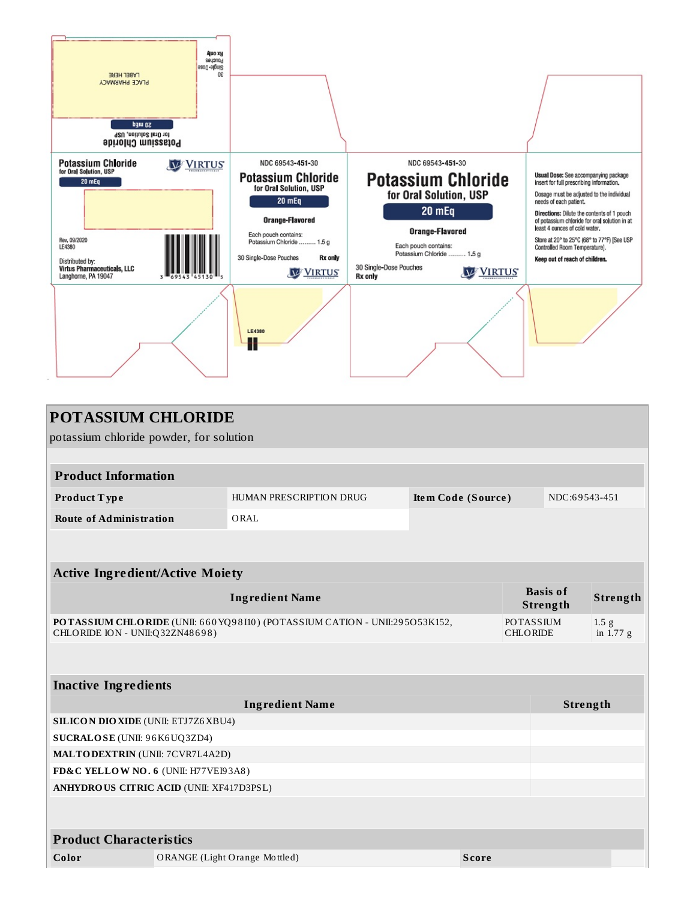Rx only
30 Single-Dose Pouches

PLACE PHARMACY LABEL HERE

Potassium Chloride for Oral Solution, USP
20 mEq

Potassium Chloride
for Oral Solution, USP
20 mEq

VIRTUS

Rev. 09/2020
LE4380

Distributed by:
Virtus Pharmaceuticals, LLC
Langhorne, PA 19047

3 69543 45130 5

NDC 69543-451-30

Potassium Chloride
for Oral Solution, USP
20 mEq

Orange-Flavored

Each pouch contains:
Potassium Chloride ......... 1.5 g

30 Single-Dose Pouches
Rx only

VIRTUS

NDC 69543-451-30

Potassium Chloride
for Oral Solution, USP
20 mEq

Orange-Flavored

Each pouch contains:
Potassium Chloride ......... 1.5 g

30 Single-Dose Pouches
Rx only

VIRTUS

**Usual Dose:** See accompanying package insert for full prescribing information.

Dosage must be adjusted to the individual needs of each patient.

**Directions:** Dilute the contents of 1 pouch of potassium chloride for oral solution in at least 4 ounces of cold water.

Store at 20° to 25°C (68° to 77°F) [See USP Controlled Room Temperature].

**Keep out of reach of children.**

LE4380

# POTASSIUM CHLORIDE

potassium chloride powder, for solution

| Product Information | | | |
|---|---|---|---|
| **Product Type** | HUMAN PRESCRIPTION DRUG | **Item Code (Source)** | NDC:69543-451 |
| **Route of Administration** | ORAL | | |

| Active Ingredient/Active Moiety | | |
|---|---|---|
| **Ingredient Name** | **Basis of Strength** | **Strength** |
| **POTASSIUM CHLORIDE** (UNII: 660YQ98I10) (POTASSIUM CATION - UNII:295O53K152, CHLORIDE ION - UNII:Q32ZN48698) | POTASSIUM CHLORIDE | 1.5 g in 1.77 g |

| Inactive Ingredients | |
|---|---|
| **Ingredient Name** | **Strength** |
| **SILICON DIOXIDE** (UNII: ETJ7Z6XBU4) | |
| **SUCRALOSE** (UNII: 96K6UQ3ZD4) | |
| **MALTODEXTRIN** (UNII: 7CVR7L4A2D) | |
| **FD&C YELLOW NO. 6** (UNII: H77VEI93A8) | |
| **ANHYDROUS CITRIC ACID** (UNII: XF417D3PSL) | |

| Product Characteristics | | | |
|---|---|---|---|
| **Color** | ORANGE (Light Orange Mottled) | **Score** | |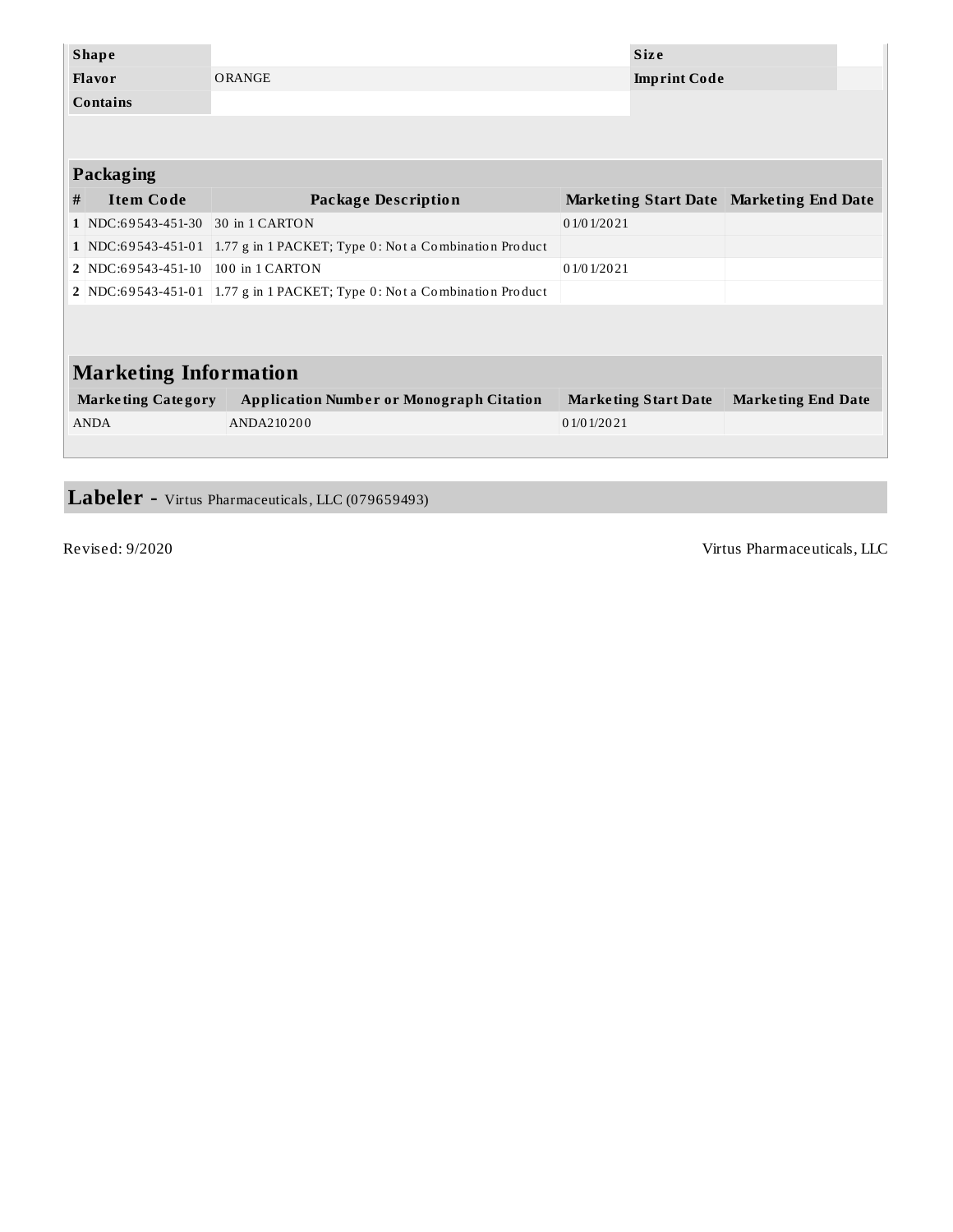| | | | |
|---|---|---|---|
| **Shape** | | **Size** | |
| **Flavor** | ORANGE | **Imprint Code** | |
| **Contains** | | | |

### Packaging

| # | Item Code | Package Description | Marketing Start Date | Marketing End Date |
|---|---|---|---|---|
| 1 | NDC:69543-451-30 | 30 in 1 CARTON | 01/01/2021 | |
| 1 | NDC:69543-451-01 | 1.77 g in 1 PACKET; Type 0: Not a Combination Product | | |
| 2 | NDC:69543-451-10 | 100 in 1 CARTON | 01/01/2021 | |
| 2 | NDC:69543-451-01 | 1.77 g in 1 PACKET; Type 0: Not a Combination Product | | |

### Marketing Information

| Marketing Category | Application Number or Monograph Citation | Marketing Start Date | Marketing End Date |
|---|---|---|---|
| ANDA | ANDA210200 | 01/01/2021 | |

## Labeler - Virtus Pharmaceuticals, LLC (079659493)

Revised: 9/2020

Virtus Pharmaceuticals, LLC